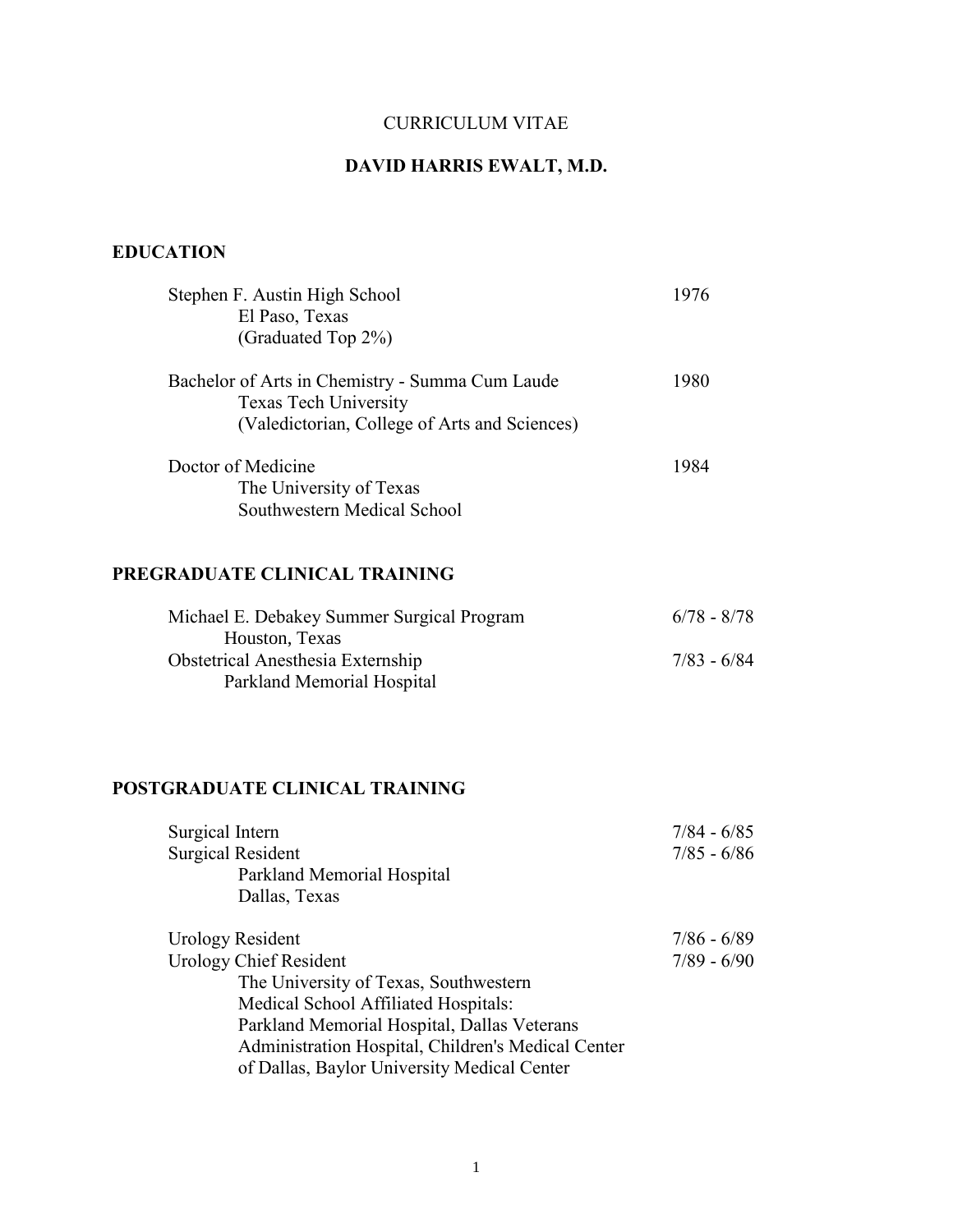CURRICULUM VITAE

# DAVID HARRIS EWALT, M.D.

## EDUCATION

Stephen F. Austin High School — 1976
El Paso, Texas
(Graduated Top 2%)

Bachelor of Arts in Chemistry - Summa Cum Laude — 1980
Texas Tech University
(Valedictorian, College of Arts and Sciences)

Doctor of Medicine — 1984
The University of Texas
Southwestern Medical School

## PREGRADUATE CLINICAL TRAINING

Michael E. Debakey Summer Surgical Program — 6/78 - 8/78
Houston, Texas

Obstetrical Anesthesia Externship — 7/83 - 6/84
Parkland Memorial Hospital

## POSTGRADUATE CLINICAL TRAINING

Surgical Intern — 7/84 - 6/85
Surgical Resident — 7/85 - 6/86
Parkland Memorial Hospital
Dallas, Texas

Urology Resident — 7/86 - 6/89
Urology Chief Resident — 7/89 - 6/90
The University of Texas, Southwestern
Medical School Affiliated Hospitals:
Parkland Memorial Hospital, Dallas Veterans
Administration Hospital, Children's Medical Center
of Dallas, Baylor University Medical Center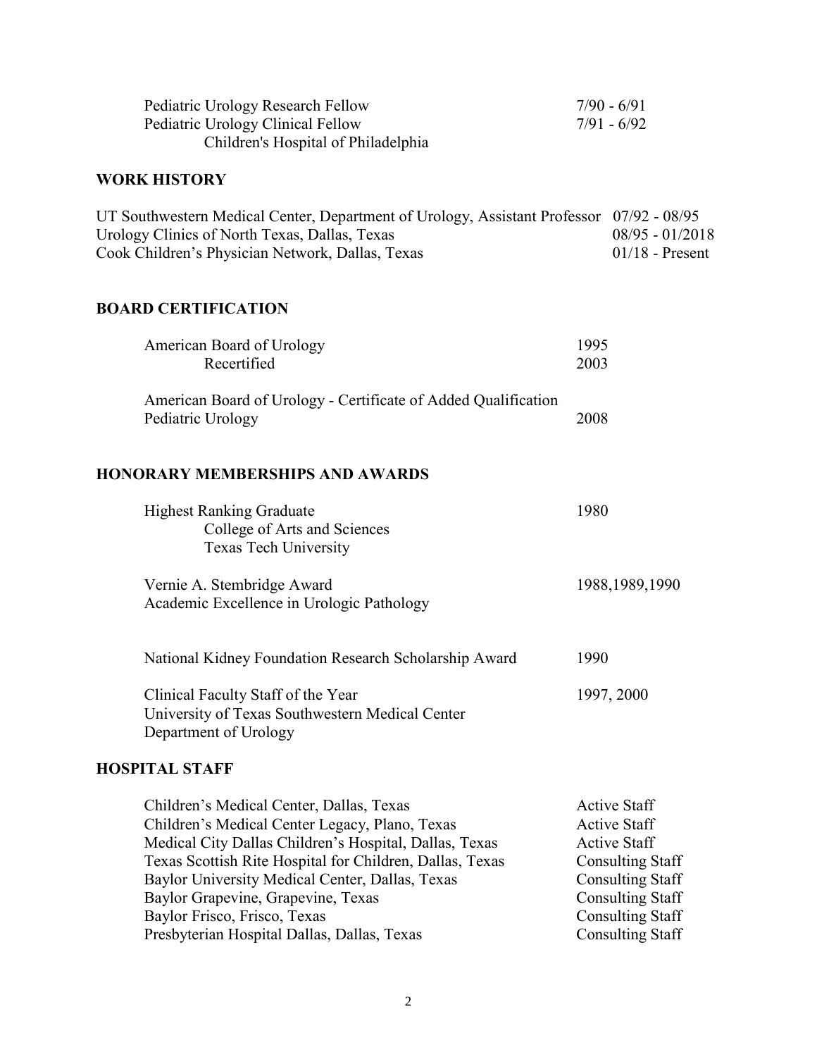| | |
|---|---|
| Pediatric Urology Research Fellow | 7/90 - 6/91 |
| Pediatric Urology Clinical Fellow | 7/91 - 6/92 |
| Children's Hospital of Philadelphia | |

## WORK HISTORY

| | |
|---|---|
| UT Southwestern Medical Center, Department of Urology, Assistant Professor | 07/92 - 08/95 |
| Urology Clinics of North Texas, Dallas, Texas | 08/95 - 01/2018 |
| Cook Children's Physician Network, Dallas, Texas | 01/18 - Present |

## BOARD CERTIFICATION

| | |
|---|---|
| American Board of Urology | 1995 |
| Recertified | 2003 |
| American Board of Urology - Certificate of Added Qualification Pediatric Urology | 2008 |

## HONORARY MEMBERSHIPS AND AWARDS

| | |
|---|---|
| Highest Ranking Graduate<br>College of Arts and Sciences<br>Texas Tech University | 1980 |
| Vernie A. Stembridge Award<br>Academic Excellence in Urologic Pathology | 1988,1989,1990 |
| National Kidney Foundation Research Scholarship Award | 1990 |
| Clinical Faculty Staff of the Year<br>University of Texas Southwestern Medical Center<br>Department of Urology | 1997, 2000 |

## HOSPITAL STAFF

| | |
|---|---|
| Children's Medical Center, Dallas, Texas | Active Staff |
| Children's Medical Center Legacy, Plano, Texas | Active Staff |
| Medical City Dallas Children's Hospital, Dallas, Texas | Active Staff |
| Texas Scottish Rite Hospital for Children, Dallas, Texas | Consulting Staff |
| Baylor University Medical Center, Dallas, Texas | Consulting Staff |
| Baylor Grapevine, Grapevine, Texas | Consulting Staff |
| Baylor Frisco, Frisco, Texas | Consulting Staff |
| Presbyterian Hospital Dallas, Dallas, Texas | Consulting Staff |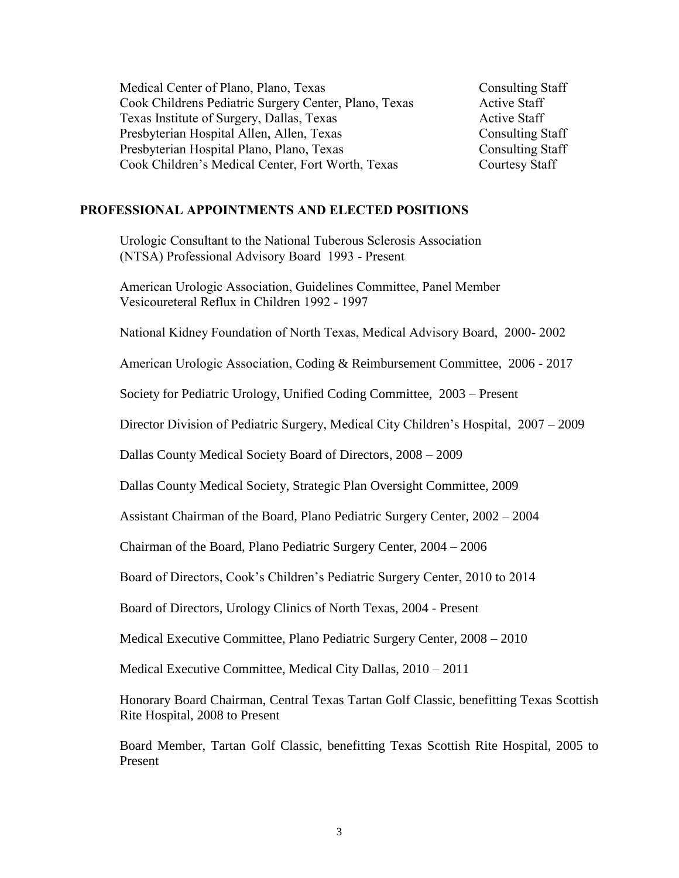| | |
|---|---|
| Medical Center of Plano, Plano, Texas | Consulting Staff |
| Cook Childrens Pediatric Surgery Center, Plano, Texas | Active Staff |
| Texas Institute of Surgery, Dallas, Texas | Active Staff |
| Presbyterian Hospital Allen, Allen, Texas | Consulting Staff |
| Presbyterian Hospital Plano, Plano, Texas | Consulting Staff |
| Cook Children's Medical Center, Fort Worth, Texas | Courtesy Staff |

## PROFESSIONAL APPOINTMENTS AND ELECTED POSITIONS

Urologic Consultant to the National Tuberous Sclerosis Association (NTSA) Professional Advisory Board 1993 - Present

American Urologic Association, Guidelines Committee, Panel Member Vesicoureteral Reflux in Children 1992 - 1997

National Kidney Foundation of North Texas, Medical Advisory Board, 2000- 2002

American Urologic Association, Coding & Reimbursement Committee, 2006 - 2017

Society for Pediatric Urology, Unified Coding Committee, 2003 – Present

Director Division of Pediatric Surgery, Medical City Children's Hospital, 2007 – 2009

Dallas County Medical Society Board of Directors, 2008 – 2009

Dallas County Medical Society, Strategic Plan Oversight Committee, 2009

Assistant Chairman of the Board, Plano Pediatric Surgery Center, 2002 – 2004

Chairman of the Board, Plano Pediatric Surgery Center, 2004 – 2006

Board of Directors, Cook's Children's Pediatric Surgery Center, 2010 to 2014

Board of Directors, Urology Clinics of North Texas, 2004 - Present

Medical Executive Committee, Plano Pediatric Surgery Center, 2008 – 2010

Medical Executive Committee, Medical City Dallas, 2010 – 2011

Honorary Board Chairman, Central Texas Tartan Golf Classic, benefitting Texas Scottish Rite Hospital, 2008 to Present

Board Member, Tartan Golf Classic, benefitting Texas Scottish Rite Hospital, 2005 to Present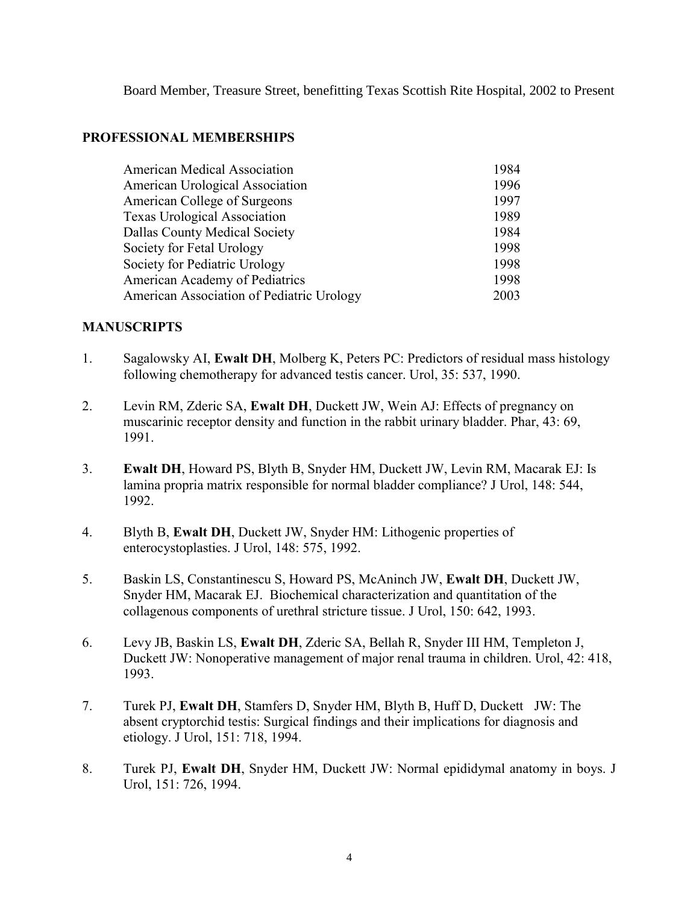Board Member, Treasure Street, benefitting Texas Scottish Rite Hospital, 2002 to Present

## PROFESSIONAL MEMBERSHIPS

| | |
|---|---|
| American Medical Association | 1984 |
| American Urological Association | 1996 |
| American College of Surgeons | 1997 |
| Texas Urological Association | 1989 |
| Dallas County Medical Society | 1984 |
| Society for Fetal Urology | 1998 |
| Society for Pediatric Urology | 1998 |
| American Academy of Pediatrics | 1998 |
| American Association of Pediatric Urology | 2003 |

## MANUSCRIPTS

1. Sagalowsky AI, **Ewalt DH**, Molberg K, Peters PC: Predictors of residual mass histology following chemotherapy for advanced testis cancer. Urol, 35: 537, 1990.

2. Levin RM, Zderic SA, **Ewalt DH**, Duckett JW, Wein AJ: Effects of pregnancy on muscarinic receptor density and function in the rabbit urinary bladder. Phar, 43: 69, 1991.

3. **Ewalt DH**, Howard PS, Blyth B, Snyder HM, Duckett JW, Levin RM, Macarak EJ: Is lamina propria matrix responsible for normal bladder compliance? J Urol, 148: 544, 1992.

4. Blyth B, **Ewalt DH**, Duckett JW, Snyder HM: Lithogenic properties of enterocystoplasties. J Urol, 148: 575, 1992.

5. Baskin LS, Constantinescu S, Howard PS, McAninch JW, **Ewalt DH**, Duckett JW, Snyder HM, Macarak EJ. Biochemical characterization and quantitation of the collagenous components of urethral stricture tissue. J Urol, 150: 642, 1993.

6. Levy JB, Baskin LS, **Ewalt DH**, Zderic SA, Bellah R, Snyder III HM, Templeton J, Duckett JW: Nonoperative management of major renal trauma in children. Urol, 42: 418, 1993.

7. Turek PJ, **Ewalt DH**, Stamfers D, Snyder HM, Blyth B, Huff D, Duckett JW: The absent cryptorchid testis: Surgical findings and their implications for diagnosis and etiology. J Urol, 151: 718, 1994.

8. Turek PJ, **Ewalt DH**, Snyder HM, Duckett JW: Normal epididymal anatomy in boys. J Urol, 151: 726, 1994.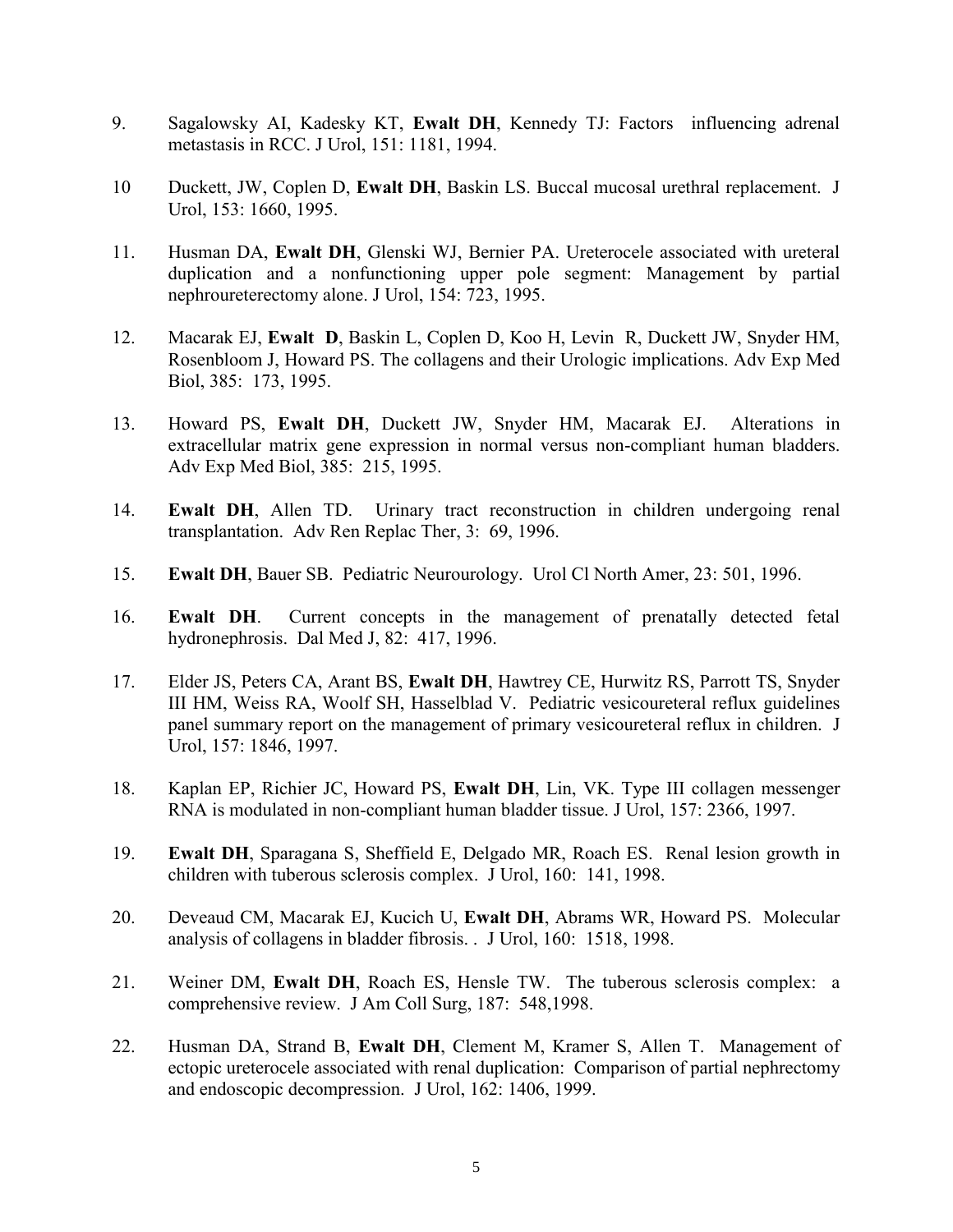9. Sagalowsky AI, Kadesky KT, **Ewalt DH**, Kennedy TJ: Factors influencing adrenal metastasis in RCC. J Urol, 151: 1181, 1994.

10 Duckett, JW, Coplen D, **Ewalt DH**, Baskin LS. Buccal mucosal urethral replacement. J Urol, 153: 1660, 1995.

11. Husman DA, **Ewalt DH**, Glenski WJ, Bernier PA. Ureterocele associated with ureteral duplication and a nonfunctioning upper pole segment: Management by partial nephroureterectomy alone. J Urol, 154: 723, 1995.

12. Macarak EJ, **Ewalt D**, Baskin L, Coplen D, Koo H, Levin R, Duckett JW, Snyder HM, Rosenbloom J, Howard PS. The collagens and their Urologic implications. Adv Exp Med Biol, 385: 173, 1995.

13. Howard PS, **Ewalt DH**, Duckett JW, Snyder HM, Macarak EJ. Alterations in extracellular matrix gene expression in normal versus non-compliant human bladders. Adv Exp Med Biol, 385: 215, 1995.

14. **Ewalt DH**, Allen TD. Urinary tract reconstruction in children undergoing renal transplantation. Adv Ren Replac Ther, 3: 69, 1996.

15. **Ewalt DH**, Bauer SB. Pediatric Neurourology. Urol Cl North Amer, 23: 501, 1996.

16. **Ewalt DH**. Current concepts in the management of prenatally detected fetal hydronephrosis. Dal Med J, 82: 417, 1996.

17. Elder JS, Peters CA, Arant BS, **Ewalt DH**, Hawtrey CE, Hurwitz RS, Parrott TS, Snyder III HM, Weiss RA, Woolf SH, Hasselblad V. Pediatric vesicoureteral reflux guidelines panel summary report on the management of primary vesicoureteral reflux in children. J Urol, 157: 1846, 1997.

18. Kaplan EP, Richier JC, Howard PS, **Ewalt DH**, Lin, VK. Type III collagen messenger RNA is modulated in non-compliant human bladder tissue. J Urol, 157: 2366, 1997.

19. **Ewalt DH**, Sparagana S, Sheffield E, Delgado MR, Roach ES. Renal lesion growth in children with tuberous sclerosis complex. J Urol, 160: 141, 1998.

20. Deveaud CM, Macarak EJ, Kucich U, **Ewalt DH**, Abrams WR, Howard PS. Molecular analysis of collagens in bladder fibrosis. . J Urol, 160: 1518, 1998.

21. Weiner DM, **Ewalt DH**, Roach ES, Hensle TW. The tuberous sclerosis complex: a comprehensive review. J Am Coll Surg, 187: 548,1998.

22. Husman DA, Strand B, **Ewalt DH**, Clement M, Kramer S, Allen T. Management of ectopic ureterocele associated with renal duplication: Comparison of partial nephrectomy and endoscopic decompression. J Urol, 162: 1406, 1999.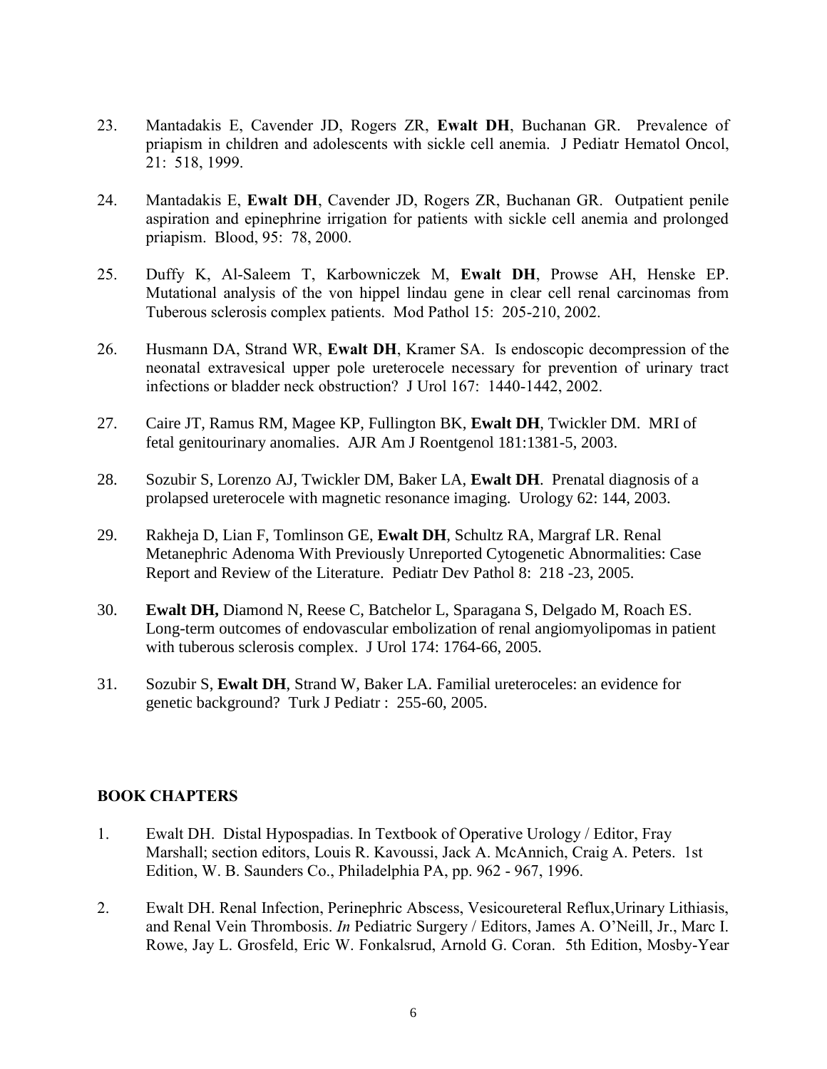23. Mantadakis E, Cavender JD, Rogers ZR, **Ewalt DH**, Buchanan GR. Prevalence of priapism in children and adolescents with sickle cell anemia. J Pediatr Hematol Oncol, 21: 518, 1999.

24. Mantadakis E, **Ewalt DH**, Cavender JD, Rogers ZR, Buchanan GR. Outpatient penile aspiration and epinephrine irrigation for patients with sickle cell anemia and prolonged priapism. Blood, 95: 78, 2000.

25. Duffy K, Al-Saleem T, Karbowniczek M, **Ewalt DH**, Prowse AH, Henske EP. Mutational analysis of the von hippel lindau gene in clear cell renal carcinomas from Tuberous sclerosis complex patients. Mod Pathol 15: 205-210, 2002.

26. Husmann DA, Strand WR, **Ewalt DH**, Kramer SA. Is endoscopic decompression of the neonatal extravesical upper pole ureterocele necessary for prevention of urinary tract infections or bladder neck obstruction? J Urol 167: 1440-1442, 2002.

27. Caire JT, Ramus RM, Magee KP, Fullington BK, **Ewalt DH**, Twickler DM. MRI of fetal genitourinary anomalies. AJR Am J Roentgenol 181:1381-5, 2003.

28. Sozubir S, Lorenzo AJ, Twickler DM, Baker LA, **Ewalt DH**. Prenatal diagnosis of a prolapsed ureterocele with magnetic resonance imaging. Urology 62: 144, 2003.

29. Rakheja D, Lian F, Tomlinson GE, **Ewalt DH**, Schultz RA, Margraf LR. Renal Metanephric Adenoma With Previously Unreported Cytogenetic Abnormalities: Case Report and Review of the Literature. Pediatr Dev Pathol 8: 218 -23, 2005.

30. **Ewalt DH,** Diamond N, Reese C, Batchelor L, Sparagana S, Delgado M, Roach ES. Long-term outcomes of endovascular embolization of renal angiomyolipomas in patient with tuberous sclerosis complex. J Urol 174: 1764-66, 2005.

31. Sozubir S, **Ewalt DH**, Strand W, Baker LA. Familial ureteroceles: an evidence for genetic background? Turk J Pediatr : 255-60, 2005.

## BOOK CHAPTERS

1. Ewalt DH. Distal Hypospadias. In Textbook of Operative Urology / Editor, Fray Marshall; section editors, Louis R. Kavoussi, Jack A. McAnnich, Craig A. Peters. 1st Edition, W. B. Saunders Co., Philadelphia PA, pp. 962 - 967, 1996.

2. Ewalt DH. Renal Infection, Perinephric Abscess, Vesicoureteral Reflux,Urinary Lithiasis, and Renal Vein Thrombosis. *In* Pediatric Surgery / Editors, James A. O'Neill, Jr., Marc I. Rowe, Jay L. Grosfeld, Eric W. Fonkalsrud, Arnold G. Coran. 5th Edition, Mosby-Year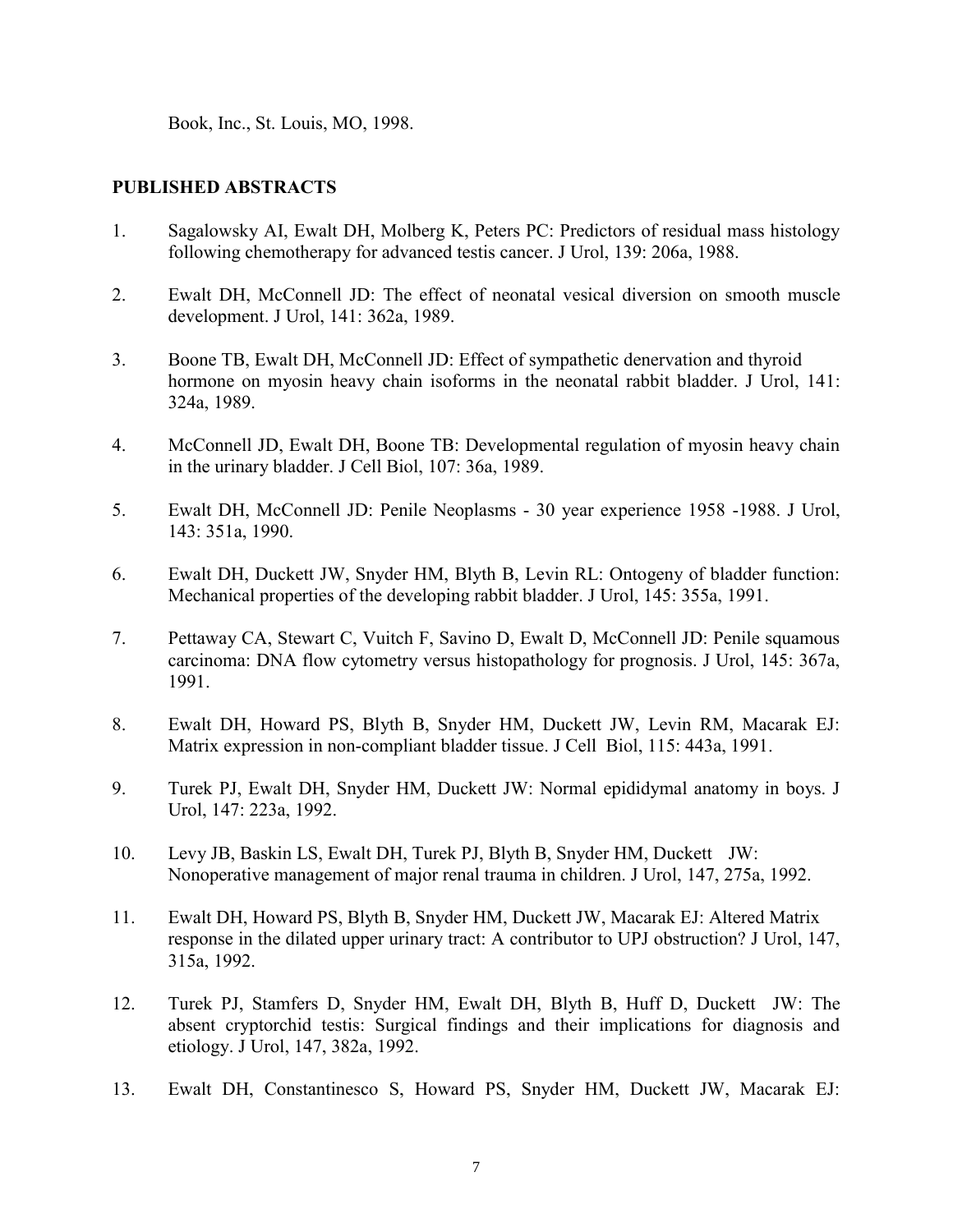Book, Inc., St. Louis, MO, 1998.

## PUBLISHED ABSTRACTS

1. Sagalowsky AI, Ewalt DH, Molberg K, Peters PC: Predictors of residual mass histology following chemotherapy for advanced testis cancer. J Urol, 139: 206a, 1988.

2. Ewalt DH, McConnell JD: The effect of neonatal vesical diversion on smooth muscle development. J Urol, 141: 362a, 1989.

3. Boone TB, Ewalt DH, McConnell JD: Effect of sympathetic denervation and thyroid hormone on myosin heavy chain isoforms in the neonatal rabbit bladder. J Urol, 141: 324a, 1989.

4. McConnell JD, Ewalt DH, Boone TB: Developmental regulation of myosin heavy chain in the urinary bladder. J Cell Biol, 107: 36a, 1989.

5. Ewalt DH, McConnell JD: Penile Neoplasms - 30 year experience 1958 -1988. J Urol, 143: 351a, 1990.

6. Ewalt DH, Duckett JW, Snyder HM, Blyth B, Levin RL: Ontogeny of bladder function: Mechanical properties of the developing rabbit bladder. J Urol, 145: 355a, 1991.

7. Pettaway CA, Stewart C, Vuitch F, Savino D, Ewalt D, McConnell JD: Penile squamous carcinoma: DNA flow cytometry versus histopathology for prognosis. J Urol, 145: 367a, 1991.

8. Ewalt DH, Howard PS, Blyth B, Snyder HM, Duckett JW, Levin RM, Macarak EJ: Matrix expression in non-compliant bladder tissue. J Cell Biol, 115: 443a, 1991.

9. Turek PJ, Ewalt DH, Snyder HM, Duckett JW: Normal epididymal anatomy in boys. J Urol, 147: 223a, 1992.

10. Levy JB, Baskin LS, Ewalt DH, Turek PJ, Blyth B, Snyder HM, Duckett JW: Nonoperative management of major renal trauma in children. J Urol, 147, 275a, 1992.

11. Ewalt DH, Howard PS, Blyth B, Snyder HM, Duckett JW, Macarak EJ: Altered Matrix response in the dilated upper urinary tract: A contributor to UPJ obstruction? J Urol, 147, 315a, 1992.

12. Turek PJ, Stamfers D, Snyder HM, Ewalt DH, Blyth B, Huff D, Duckett JW: The absent cryptorchid testis: Surgical findings and their implications for diagnosis and etiology. J Urol, 147, 382a, 1992.

13. Ewalt DH, Constantinesco S, Howard PS, Snyder HM, Duckett JW, Macarak EJ: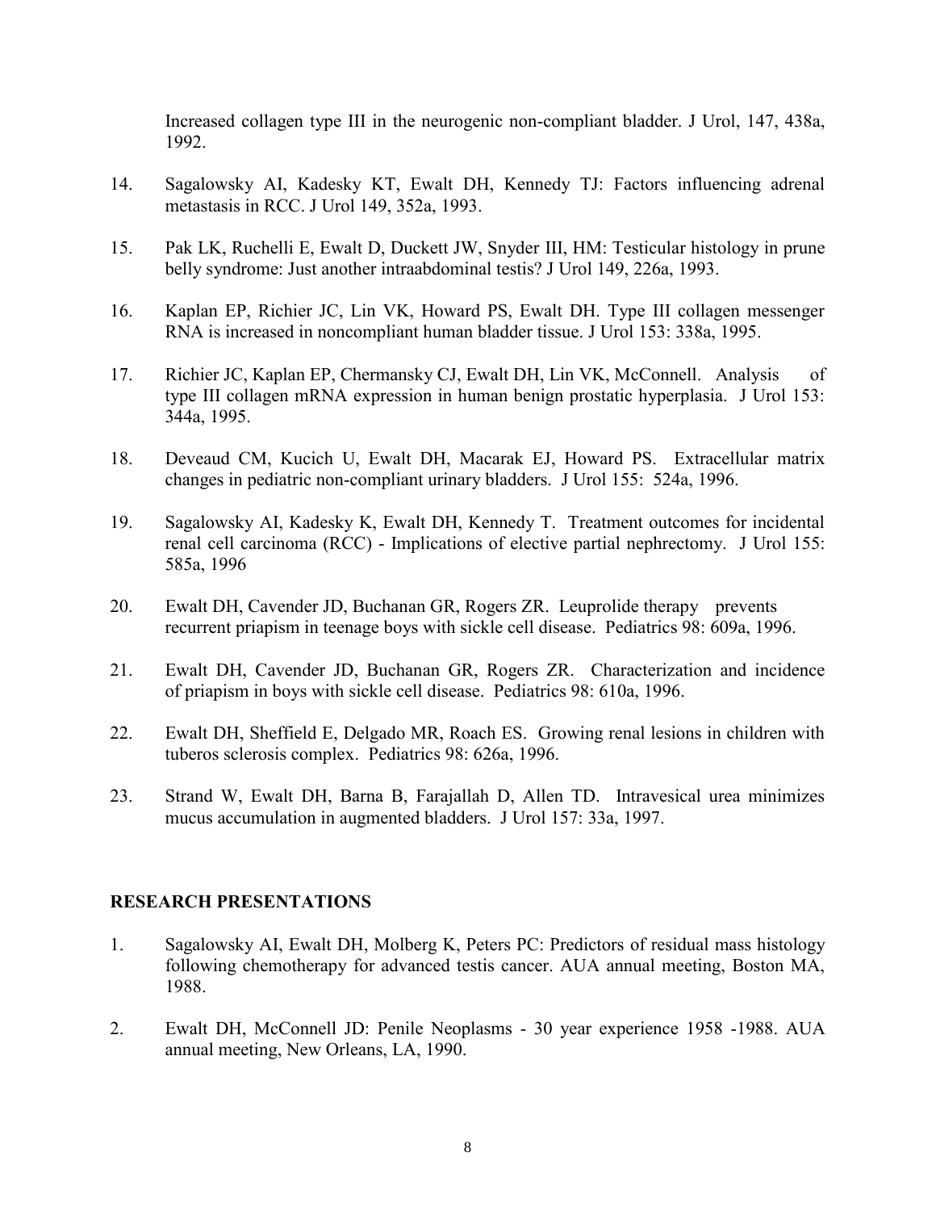Increased collagen type III in the neurogenic non-compliant bladder. J Urol, 147, 438a, 1992.

14. Sagalowsky AI, Kadesky KT, Ewalt DH, Kennedy TJ: Factors influencing adrenal metastasis in RCC. J Urol 149, 352a, 1993.

15. Pak LK, Ruchelli E, Ewalt D, Duckett JW, Snyder III, HM: Testicular histology in prune belly syndrome: Just another intraabdominal testis? J Urol 149, 226a, 1993.

16. Kaplan EP, Richier JC, Lin VK, Howard PS, Ewalt DH. Type III collagen messenger RNA is increased in noncompliant human bladder tissue. J Urol 153: 338a, 1995.

17. Richier JC, Kaplan EP, Chermansky CJ, Ewalt DH, Lin VK, McConnell. Analysis of type III collagen mRNA expression in human benign prostatic hyperplasia. J Urol 153: 344a, 1995.

18. Deveaud CM, Kucich U, Ewalt DH, Macarak EJ, Howard PS. Extracellular matrix changes in pediatric non-compliant urinary bladders. J Urol 155: 524a, 1996.

19. Sagalowsky AI, Kadesky K, Ewalt DH, Kennedy T. Treatment outcomes for incidental renal cell carcinoma (RCC) - Implications of elective partial nephrectomy. J Urol 155: 585a, 1996

20. Ewalt DH, Cavender JD, Buchanan GR, Rogers ZR. Leuprolide therapy prevents recurrent priapism in teenage boys with sickle cell disease. Pediatrics 98: 609a, 1996.

21. Ewalt DH, Cavender JD, Buchanan GR, Rogers ZR. Characterization and incidence of priapism in boys with sickle cell disease. Pediatrics 98: 610a, 1996.

22. Ewalt DH, Sheffield E, Delgado MR, Roach ES. Growing renal lesions in children with tuberos sclerosis complex. Pediatrics 98: 626a, 1996.

23. Strand W, Ewalt DH, Barna B, Farajallah D, Allen TD. Intravesical urea minimizes mucus accumulation in augmented bladders. J Urol 157: 33a, 1997.

## RESEARCH PRESENTATIONS

1. Sagalowsky AI, Ewalt DH, Molberg K, Peters PC: Predictors of residual mass histology following chemotherapy for advanced testis cancer. AUA annual meeting, Boston MA, 1988.

2. Ewalt DH, McConnell JD: Penile Neoplasms - 30 year experience 1958 -1988. AUA annual meeting, New Orleans, LA, 1990.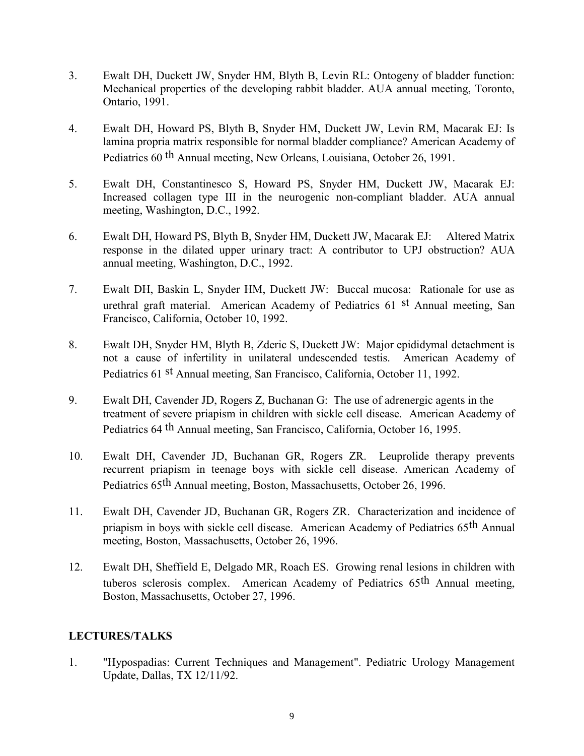3. Ewalt DH, Duckett JW, Snyder HM, Blyth B, Levin RL: Ontogeny of bladder function: Mechanical properties of the developing rabbit bladder. AUA annual meeting, Toronto, Ontario, 1991.

4. Ewalt DH, Howard PS, Blyth B, Snyder HM, Duckett JW, Levin RM, Macarak EJ: Is lamina propria matrix responsible for normal bladder compliance? American Academy of Pediatrics 60 th Annual meeting, New Orleans, Louisiana, October 26, 1991.

5. Ewalt DH, Constantinesco S, Howard PS, Snyder HM, Duckett JW, Macarak EJ: Increased collagen type III in the neurogenic non-compliant bladder. AUA annual meeting, Washington, D.C., 1992.

6. Ewalt DH, Howard PS, Blyth B, Snyder HM, Duckett JW, Macarak EJ: Altered Matrix response in the dilated upper urinary tract: A contributor to UPJ obstruction? AUA annual meeting, Washington, D.C., 1992.

7. Ewalt DH, Baskin L, Snyder HM, Duckett JW: Buccal mucosa: Rationale for use as urethral graft material. American Academy of Pediatrics 61 st Annual meeting, San Francisco, California, October 10, 1992.

8. Ewalt DH, Snyder HM, Blyth B, Zderic S, Duckett JW: Major epididymal detachment is not a cause of infertility in unilateral undescended testis. American Academy of Pediatrics 61 st Annual meeting, San Francisco, California, October 11, 1992.

9. Ewalt DH, Cavender JD, Rogers Z, Buchanan G: The use of adrenergic agents in the treatment of severe priapism in children with sickle cell disease. American Academy of Pediatrics 64 th Annual meeting, San Francisco, California, October 16, 1995.

10. Ewalt DH, Cavender JD, Buchanan GR, Rogers ZR. Leuprolide therapy prevents recurrent priapism in teenage boys with sickle cell disease. American Academy of Pediatrics 65th Annual meeting, Boston, Massachusetts, October 26, 1996.

11. Ewalt DH, Cavender JD, Buchanan GR, Rogers ZR. Characterization and incidence of priapism in boys with sickle cell disease. American Academy of Pediatrics 65th Annual meeting, Boston, Massachusetts, October 26, 1996.

12. Ewalt DH, Sheffield E, Delgado MR, Roach ES. Growing renal lesions in children with tuberos sclerosis complex. American Academy of Pediatrics 65th Annual meeting, Boston, Massachusetts, October 27, 1996.

## LECTURES/TALKS

1. "Hypospadias: Current Techniques and Management". Pediatric Urology Management Update, Dallas, TX 12/11/92.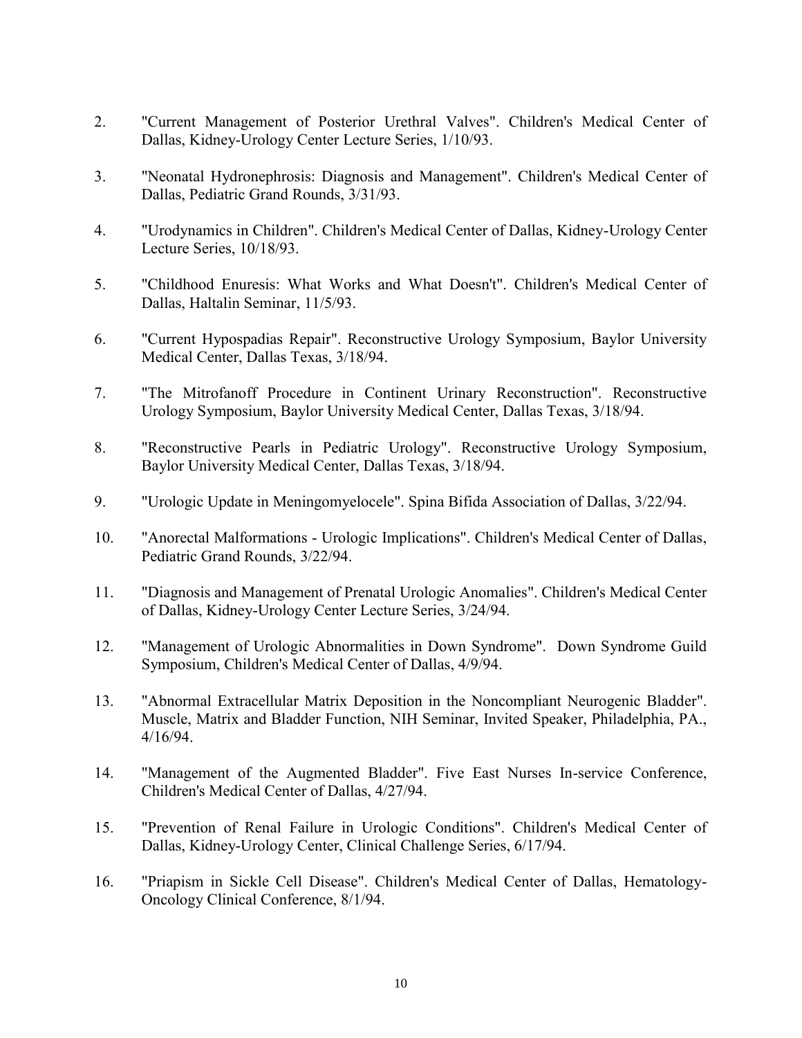2. "Current Management of Posterior Urethral Valves". Children's Medical Center of Dallas, Kidney-Urology Center Lecture Series, 1/10/93.

3. "Neonatal Hydronephrosis: Diagnosis and Management". Children's Medical Center of Dallas, Pediatric Grand Rounds, 3/31/93.

4. "Urodynamics in Children". Children's Medical Center of Dallas, Kidney-Urology Center Lecture Series, 10/18/93.

5. "Childhood Enuresis: What Works and What Doesn't". Children's Medical Center of Dallas, Haltalin Seminar, 11/5/93.

6. "Current Hypospadias Repair". Reconstructive Urology Symposium, Baylor University Medical Center, Dallas Texas, 3/18/94.

7. "The Mitrofanoff Procedure in Continent Urinary Reconstruction". Reconstructive Urology Symposium, Baylor University Medical Center, Dallas Texas, 3/18/94.

8. "Reconstructive Pearls in Pediatric Urology". Reconstructive Urology Symposium, Baylor University Medical Center, Dallas Texas, 3/18/94.

9. "Urologic Update in Meningomyelocele". Spina Bifida Association of Dallas, 3/22/94.

10. "Anorectal Malformations - Urologic Implications". Children's Medical Center of Dallas, Pediatric Grand Rounds, 3/22/94.

11. "Diagnosis and Management of Prenatal Urologic Anomalies". Children's Medical Center of Dallas, Kidney-Urology Center Lecture Series, 3/24/94.

12. "Management of Urologic Abnormalities in Down Syndrome". Down Syndrome Guild Symposium, Children's Medical Center of Dallas, 4/9/94.

13. "Abnormal Extracellular Matrix Deposition in the Noncompliant Neurogenic Bladder". Muscle, Matrix and Bladder Function, NIH Seminar, Invited Speaker, Philadelphia, PA., 4/16/94.

14. "Management of the Augmented Bladder". Five East Nurses In-service Conference, Children's Medical Center of Dallas, 4/27/94.

15. "Prevention of Renal Failure in Urologic Conditions". Children's Medical Center of Dallas, Kidney-Urology Center, Clinical Challenge Series, 6/17/94.

16. "Priapism in Sickle Cell Disease". Children's Medical Center of Dallas, Hematology-Oncology Clinical Conference, 8/1/94.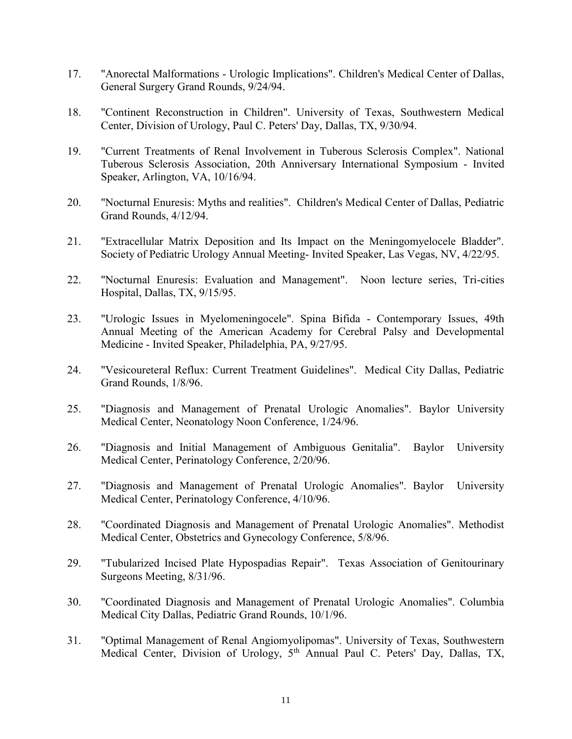17. "Anorectal Malformations - Urologic Implications". Children's Medical Center of Dallas, General Surgery Grand Rounds, 9/24/94.

18. "Continent Reconstruction in Children". University of Texas, Southwestern Medical Center, Division of Urology, Paul C. Peters' Day, Dallas, TX, 9/30/94.

19. "Current Treatments of Renal Involvement in Tuberous Sclerosis Complex". National Tuberous Sclerosis Association, 20th Anniversary International Symposium - Invited Speaker, Arlington, VA, 10/16/94.

20. "Nocturnal Enuresis: Myths and realities". Children's Medical Center of Dallas, Pediatric Grand Rounds, 4/12/94.

21. "Extracellular Matrix Deposition and Its Impact on the Meningomyelocele Bladder". Society of Pediatric Urology Annual Meeting- Invited Speaker, Las Vegas, NV, 4/22/95.

22. "Nocturnal Enuresis: Evaluation and Management". Noon lecture series, Tri-cities Hospital, Dallas, TX, 9/15/95.

23. "Urologic Issues in Myelomeningocele". Spina Bifida - Contemporary Issues, 49th Annual Meeting of the American Academy for Cerebral Palsy and Developmental Medicine - Invited Speaker, Philadelphia, PA, 9/27/95.

24. "Vesicoureteral Reflux: Current Treatment Guidelines". Medical City Dallas, Pediatric Grand Rounds, 1/8/96.

25. "Diagnosis and Management of Prenatal Urologic Anomalies". Baylor University Medical Center, Neonatology Noon Conference, 1/24/96.

26. "Diagnosis and Initial Management of Ambiguous Genitalia". Baylor University Medical Center, Perinatology Conference, 2/20/96.

27. "Diagnosis and Management of Prenatal Urologic Anomalies". Baylor University Medical Center, Perinatology Conference, 4/10/96.

28. "Coordinated Diagnosis and Management of Prenatal Urologic Anomalies". Methodist Medical Center, Obstetrics and Gynecology Conference, 5/8/96.

29. "Tubularized Incised Plate Hypospadias Repair". Texas Association of Genitourinary Surgeons Meeting, 8/31/96.

30. "Coordinated Diagnosis and Management of Prenatal Urologic Anomalies". Columbia Medical City Dallas, Pediatric Grand Rounds, 10/1/96.

31. "Optimal Management of Renal Angiomyolipomas". University of Texas, Southwestern Medical Center, Division of Urology, 5th Annual Paul C. Peters' Day, Dallas, TX,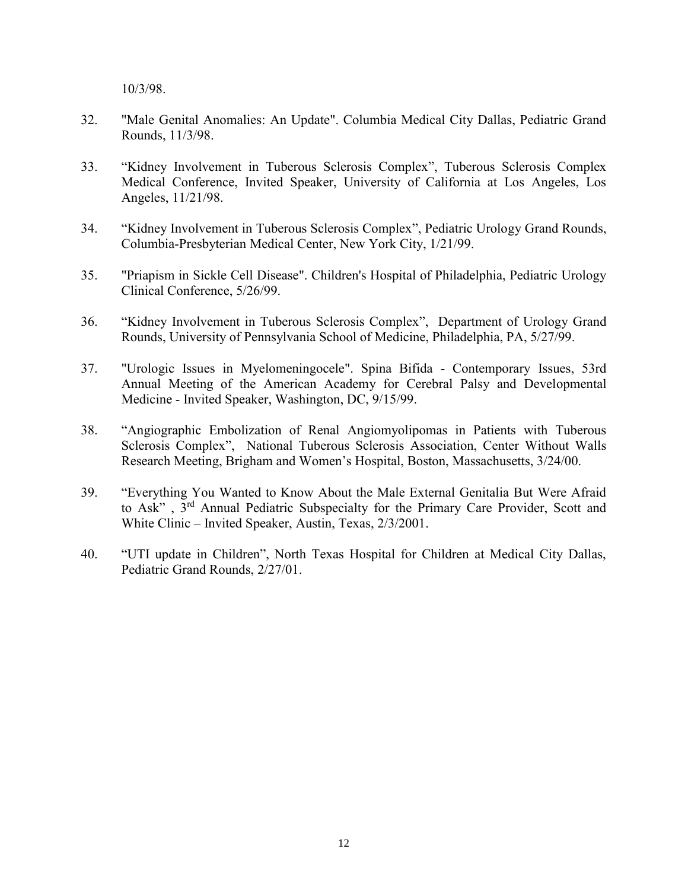10/3/98.

32. "Male Genital Anomalies: An Update". Columbia Medical City Dallas, Pediatric Grand Rounds, 11/3/98.

33. "Kidney Involvement in Tuberous Sclerosis Complex", Tuberous Sclerosis Complex Medical Conference, Invited Speaker, University of California at Los Angeles, Los Angeles, 11/21/98.

34. "Kidney Involvement in Tuberous Sclerosis Complex", Pediatric Urology Grand Rounds, Columbia-Presbyterian Medical Center, New York City, 1/21/99.

35. "Priapism in Sickle Cell Disease". Children's Hospital of Philadelphia, Pediatric Urology Clinical Conference, 5/26/99.

36. "Kidney Involvement in Tuberous Sclerosis Complex", Department of Urology Grand Rounds, University of Pennsylvania School of Medicine, Philadelphia, PA, 5/27/99.

37. "Urologic Issues in Myelomeningocele". Spina Bifida - Contemporary Issues, 53rd Annual Meeting of the American Academy for Cerebral Palsy and Developmental Medicine - Invited Speaker, Washington, DC, 9/15/99.

38. "Angiographic Embolization of Renal Angiomyolipomas in Patients with Tuberous Sclerosis Complex", National Tuberous Sclerosis Association, Center Without Walls Research Meeting, Brigham and Women's Hospital, Boston, Massachusetts, 3/24/00.

39. "Everything You Wanted to Know About the Male External Genitalia But Were Afraid to Ask" , 3rd Annual Pediatric Subspecialty for the Primary Care Provider, Scott and White Clinic – Invited Speaker, Austin, Texas, 2/3/2001.

40. "UTI update in Children", North Texas Hospital for Children at Medical City Dallas, Pediatric Grand Rounds, 2/27/01.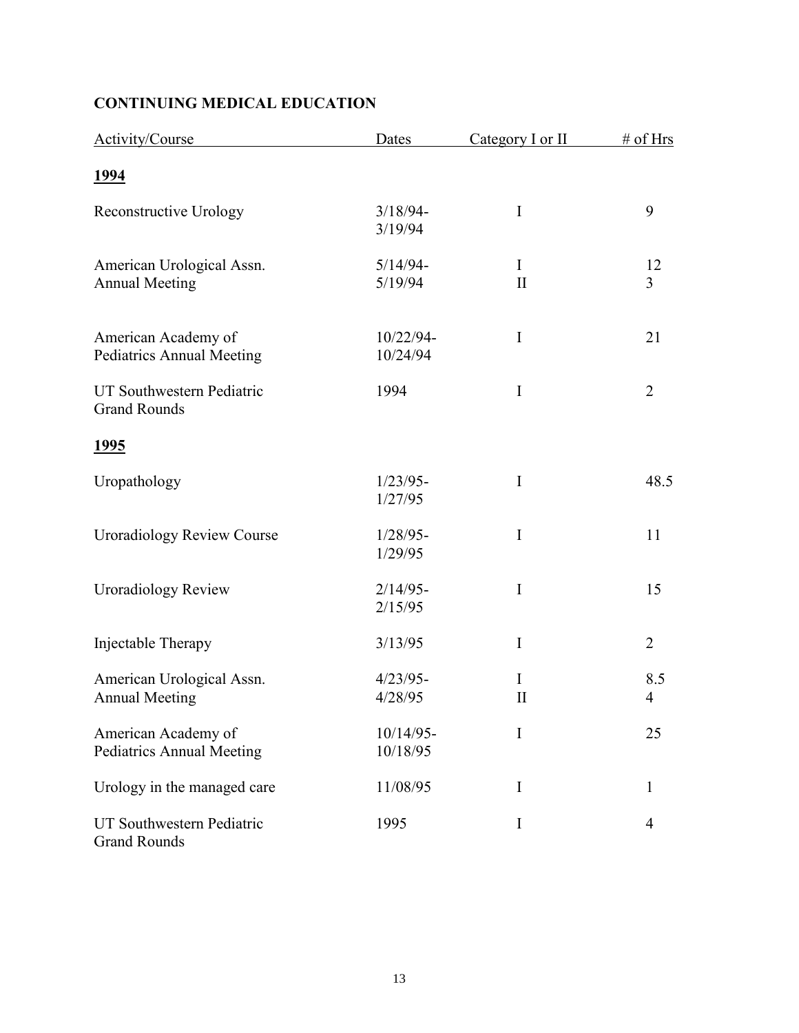## CONTINUING MEDICAL EDUCATION

| Activity/Course | Dates | Category I or II | # of Hrs |
|---|---|---|---|
| **1994** | | | |
| Reconstructive Urology | 3/18/94-3/19/94 | I | 9 |
| American Urological Assn. Annual Meeting | 5/14/94-5/19/94 | I<br>II | 12<br>3 |
| American Academy of Pediatrics Annual Meeting | 10/22/94-10/24/94 | I | 21 |
| UT Southwestern Pediatric Grand Rounds | 1994 | I | 2 |
| **1995** | | | |
| Uropathology | 1/23/95-1/27/95 | I | 48.5 |
| Uroradiology Review Course | 1/28/95-1/29/95 | I | 11 |
| Uroradiology Review | 2/14/95-2/15/95 | I | 15 |
| Injectable Therapy | 3/13/95 | I | 2 |
| American Urological Assn. Annual Meeting | 4/23/95-4/28/95 | I<br>II | 8.5<br>4 |
| American Academy of Pediatrics Annual Meeting | 10/14/95-10/18/95 | I | 25 |
| Urology in the managed care | 11/08/95 | I | 1 |
| UT Southwestern Pediatric Grand Rounds | 1995 | I | 4 |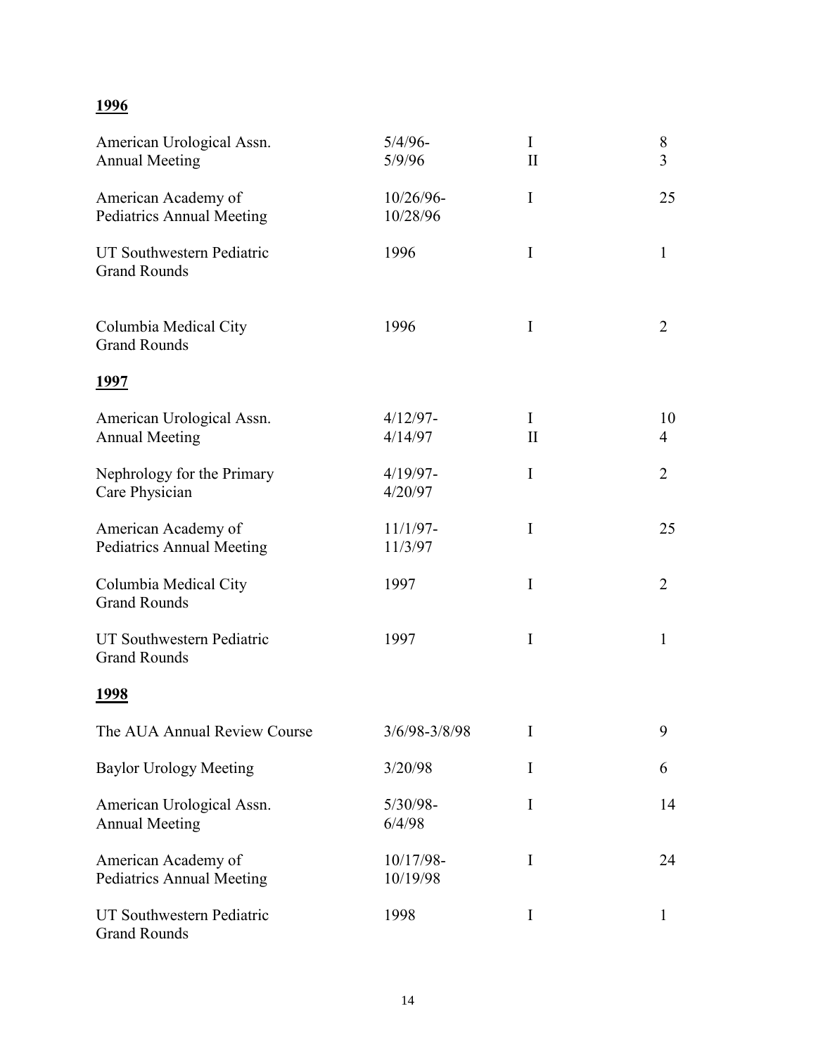**1996**

| | | | |
|---|---|---|---|
| American Urological Assn. Annual Meeting | 5/4/96-5/9/96 | I<br>II | 8<br>3 |
| American Academy of Pediatrics Annual Meeting | 10/26/96-10/28/96 | I | 25 |
| UT Southwestern Pediatric Grand Rounds | 1996 | I | 1 |
| Columbia Medical City Grand Rounds | 1996 | I | 2 |

**1997**

| | | | |
|---|---|---|---|
| American Urological Assn. Annual Meeting | 4/12/97-4/14/97 | I<br>II | 10<br>4 |
| Nephrology for the Primary Care Physician | 4/19/97-4/20/97 | I | 2 |
| American Academy of Pediatrics Annual Meeting | 11/1/97-11/3/97 | I | 25 |
| Columbia Medical City Grand Rounds | 1997 | I | 2 |
| UT Southwestern Pediatric Grand Rounds | 1997 | I | 1 |

**1998**

| | | | |
|---|---|---|---|
| The AUA Annual Review Course | 3/6/98-3/8/98 | I | 9 |
| Baylor Urology Meeting | 3/20/98 | I | 6 |
| American Urological Assn. Annual Meeting | 5/30/98-6/4/98 | I | 14 |
| American Academy of Pediatrics Annual Meeting | 10/17/98-10/19/98 | I | 24 |
| UT Southwestern Pediatric Grand Rounds | 1998 | I | 1 |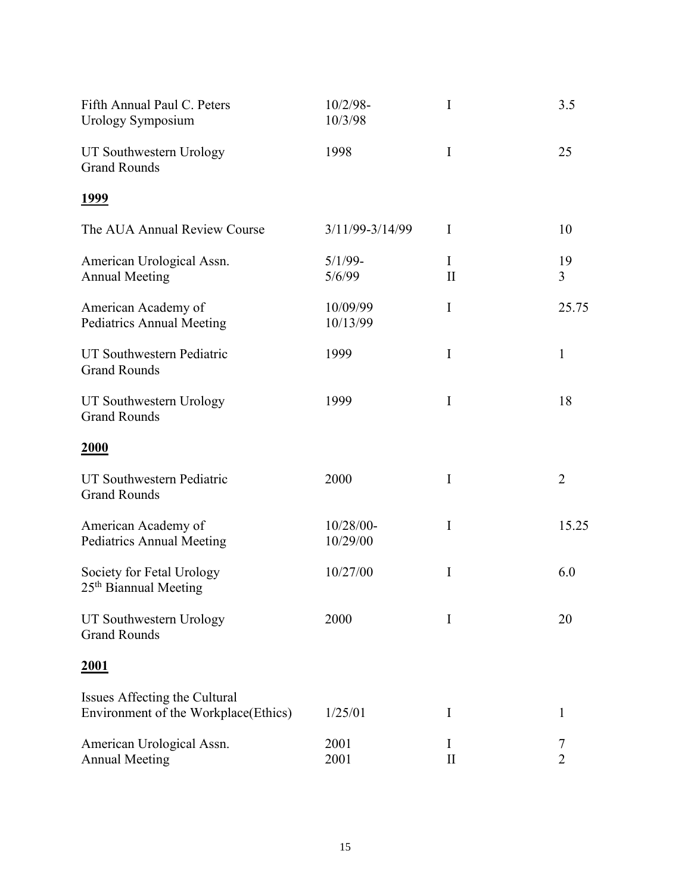| | | | |
|---|---|---|---|
| Fifth Annual Paul C. Peters Urology Symposium | 10/2/98-10/3/98 | I | 3.5 |
| UT Southwestern Urology Grand Rounds | 1998 | I | 25 |

**1999**

| | | | |
|---|---|---|---|
| The AUA Annual Review Course | 3/11/99-3/14/99 | I | 10 |
| American Urological Assn. Annual Meeting | 5/1/99-5/6/99 | I<br>II | 19<br>3 |
| American Academy of Pediatrics Annual Meeting | 10/09/99<br>10/13/99 | I | 25.75 |
| UT Southwestern Pediatric Grand Rounds | 1999 | I | 1 |
| UT Southwestern Urology Grand Rounds | 1999 | I | 18 |

**2000**

| | | | |
|---|---|---|---|
| UT Southwestern Pediatric Grand Rounds | 2000 | I | 2 |
| American Academy of Pediatrics Annual Meeting | 10/28/00-10/29/00 | I | 15.25 |
| Society for Fetal Urology 25th Biannual Meeting | 10/27/00 | I | 6.0 |
| UT Southwestern Urology Grand Rounds | 2000 | I | 20 |

**2001**

| | | | |
|---|---|---|---|
| Issues Affecting the Cultural Environment of the Workplace(Ethics) | 1/25/01 | I | 1 |
| American Urological Assn. Annual Meeting | 2001<br>2001 | I<br>II | 7<br>2 |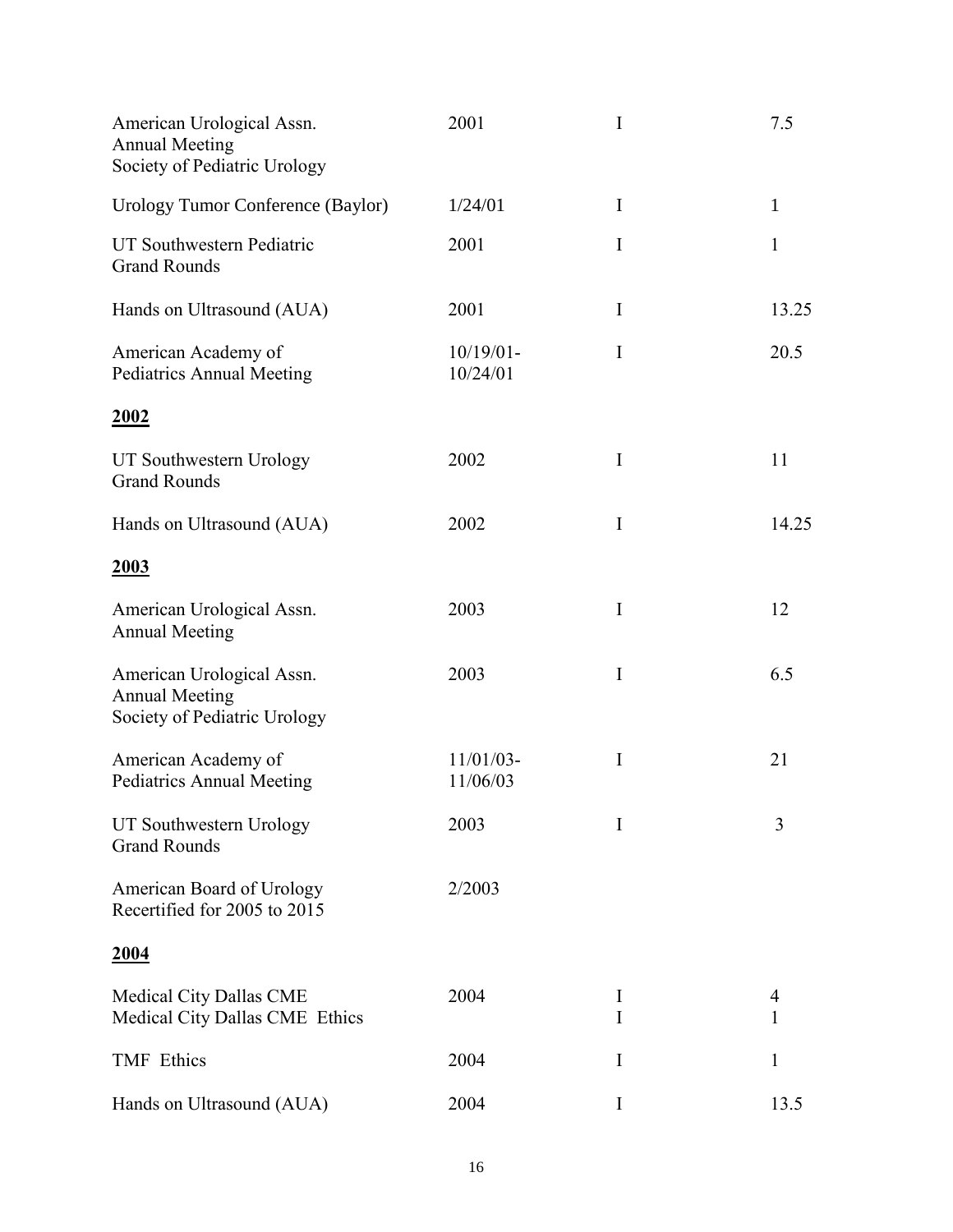| | | | |
|---|---|---|---|
| American Urological Assn. Annual Meeting Society of Pediatric Urology | 2001 | I | 7.5 |
| Urology Tumor Conference (Baylor) | 1/24/01 | I | 1 |
| UT Southwestern Pediatric Grand Rounds | 2001 | I | 1 |
| Hands on Ultrasound (AUA) | 2001 | I | 13.25 |
| American Academy of Pediatrics Annual Meeting | 10/19/01-10/24/01 | I | 20.5 |

**2002**

| | | | |
|---|---|---|---|
| UT Southwestern Urology Grand Rounds | 2002 | I | 11 |
| Hands on Ultrasound (AUA) | 2002 | I | 14.25 |

**2003**

| | | | |
|---|---|---|---|
| American Urological Assn. Annual Meeting | 2003 | I | 12 |
| American Urological Assn. Annual Meeting Society of Pediatric Urology | 2003 | I | 6.5 |
| American Academy of Pediatrics Annual Meeting | 11/01/03-11/06/03 | I | 21 |
| UT Southwestern Urology Grand Rounds | 2003 | I | 3 |
| American Board of Urology Recertified for 2005 to 2015 | 2/2003 | | |

**2004**

| | | | |
|---|---|---|---|
| Medical City Dallas CME | 2004 | I | 4 |
| Medical City Dallas CME Ethics | | I | 1 |
| TMF Ethics | 2004 | I | 1 |
| Hands on Ultrasound (AUA) | 2004 | I | 13.5 |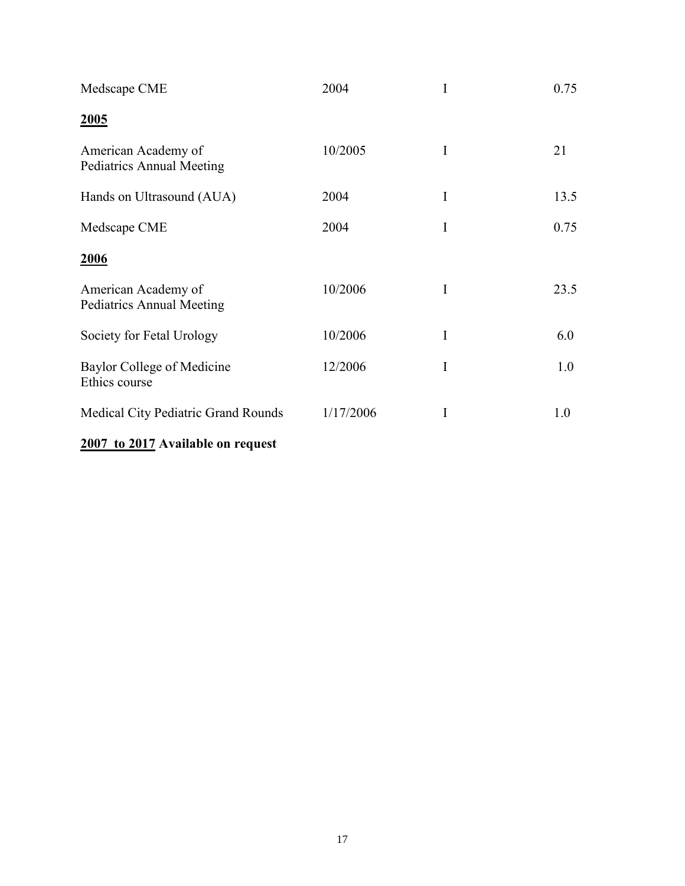| | | | |
|---|---|---|---|
| Medscape CME | 2004 | I | 0.75 |
| **2005** | | | |
| American Academy of Pediatrics Annual Meeting | 10/2005 | I | 21 |
| Hands on Ultrasound (AUA) | 2004 | I | 13.5 |
| Medscape CME | 2004 | I | 0.75 |
| **2006** | | | |
| American Academy of Pediatrics Annual Meeting | 10/2006 | I | 23.5 |
| Society for Fetal Urology | 10/2006 | I | 6.0 |
| Baylor College of Medicine Ethics course | 12/2006 | I | 1.0 |
| Medical City Pediatric Grand Rounds | 1/17/2006 | I | 1.0 |

**2007 to 2017 Available on request**